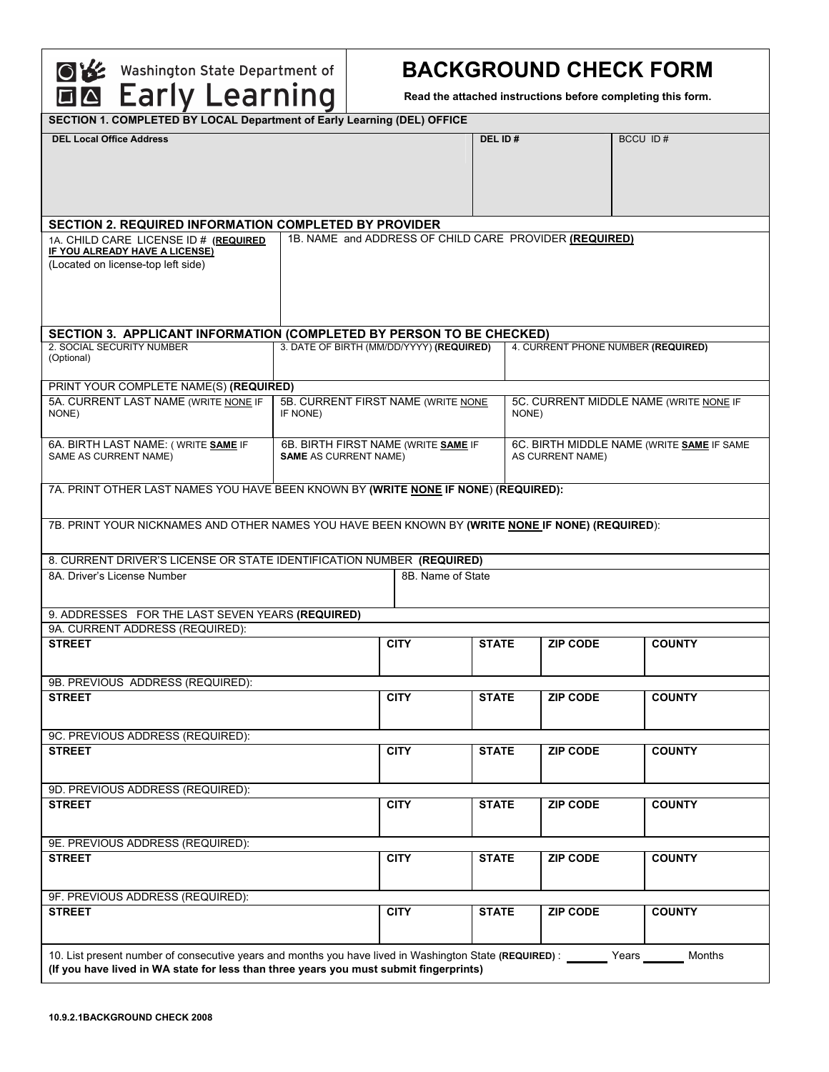Washington State Department of Early Learning

# BACKGROUND CHECK FORM

**Read the attached instructions before completing this form.**

## SECTION 1. COMPLETED BY LOCAL Department of Early Learning (DEL) OFFICE

| DEL Local Office Address | DEL ID # | BCCU ID # |
|---|---|---|
| | | |

## SECTION 2. REQUIRED INFORMATION COMPLETED BY PROVIDER

| 1A. CHILD CARE LICENSE ID # (**REQUIRED IF YOU ALREADY HAVE A LICENSE**) (Located on license-top left side) | 1B. NAME and ADDRESS OF CHILD CARE PROVIDER (**REQUIRED**) |
|---|---|
| | |

## SECTION 3. APPLICANT INFORMATION (COMPLETED BY PERSON TO BE CHECKED)

| 2. SOCIAL SECURITY NUMBER (Optional) | 3. DATE OF BIRTH (MM/DD/YYYY) **(REQUIRED)** | 4. CURRENT PHONE NUMBER **(REQUIRED)** |
|---|---|---|
| | | |

PRINT YOUR COMPLETE NAME(S) **(REQUIRED)**

| 5A. CURRENT LAST NAME (WRITE NONE IF NONE) | 5B. CURRENT FIRST NAME (WRITE NONE IF NONE) | 5C. CURRENT MIDDLE NAME (WRITE NONE IF NONE) |
|---|---|---|
| | | |
| 6A. BIRTH LAST NAME: ( WRITE **SAME** IF SAME AS CURRENT NAME) | 6B. BIRTH FIRST NAME (WRITE **SAME** IF **SAME** AS CURRENT NAME) | 6C. BIRTH MIDDLE NAME (WRITE **SAME** IF SAME AS CURRENT NAME) |
| | | |

7A. PRINT OTHER LAST NAMES YOU HAVE BEEN KNOWN BY **(WRITE NONE IF NONE) (REQUIRED):**

7B. PRINT YOUR NICKNAMES AND OTHER NAMES YOU HAVE BEEN KNOWN BY **(WRITE NONE IF NONE) (REQUIRED)**:

8. CURRENT DRIVER'S LICENSE OR STATE IDENTIFICATION NUMBER **(REQUIRED)**

| 8A. Driver's License Number | 8B. Name of State |
|---|---|
| | |

9. ADDRESSES FOR THE LAST SEVEN YEARS **(REQUIRED)**

9A. CURRENT ADDRESS (REQUIRED):

| STREET | CITY | STATE | ZIP CODE | COUNTY |
|---|---|---|---|---|
| | | | | |

9B. PREVIOUS ADDRESS (REQUIRED):

| STREET | CITY | STATE | ZIP CODE | COUNTY |
|---|---|---|---|---|
| | | | | |

9C. PREVIOUS ADDRESS (REQUIRED):

| STREET | CITY | STATE | ZIP CODE | COUNTY |
|---|---|---|---|---|
| | | | | |

9D. PREVIOUS ADDRESS (REQUIRED):

| STREET | CITY | STATE | ZIP CODE | COUNTY |
|---|---|---|---|---|
| | | | | |

9E. PREVIOUS ADDRESS (REQUIRED):

| STREET | CITY | STATE | ZIP CODE | COUNTY |
|---|---|---|---|---|
| | | | | |

9F. PREVIOUS ADDRESS (REQUIRED):

| STREET | CITY | STATE | ZIP CODE | COUNTY |
|---|---|---|---|---|
| | | | | |

10. List present number of consecutive years and months you have lived in Washington State **(REQUIRED)** : _______ Years _______ Months
**(If you have lived in WA state for less than three years you must submit fingerprints)**

10.9.2.1BACKGROUND CHECK 2008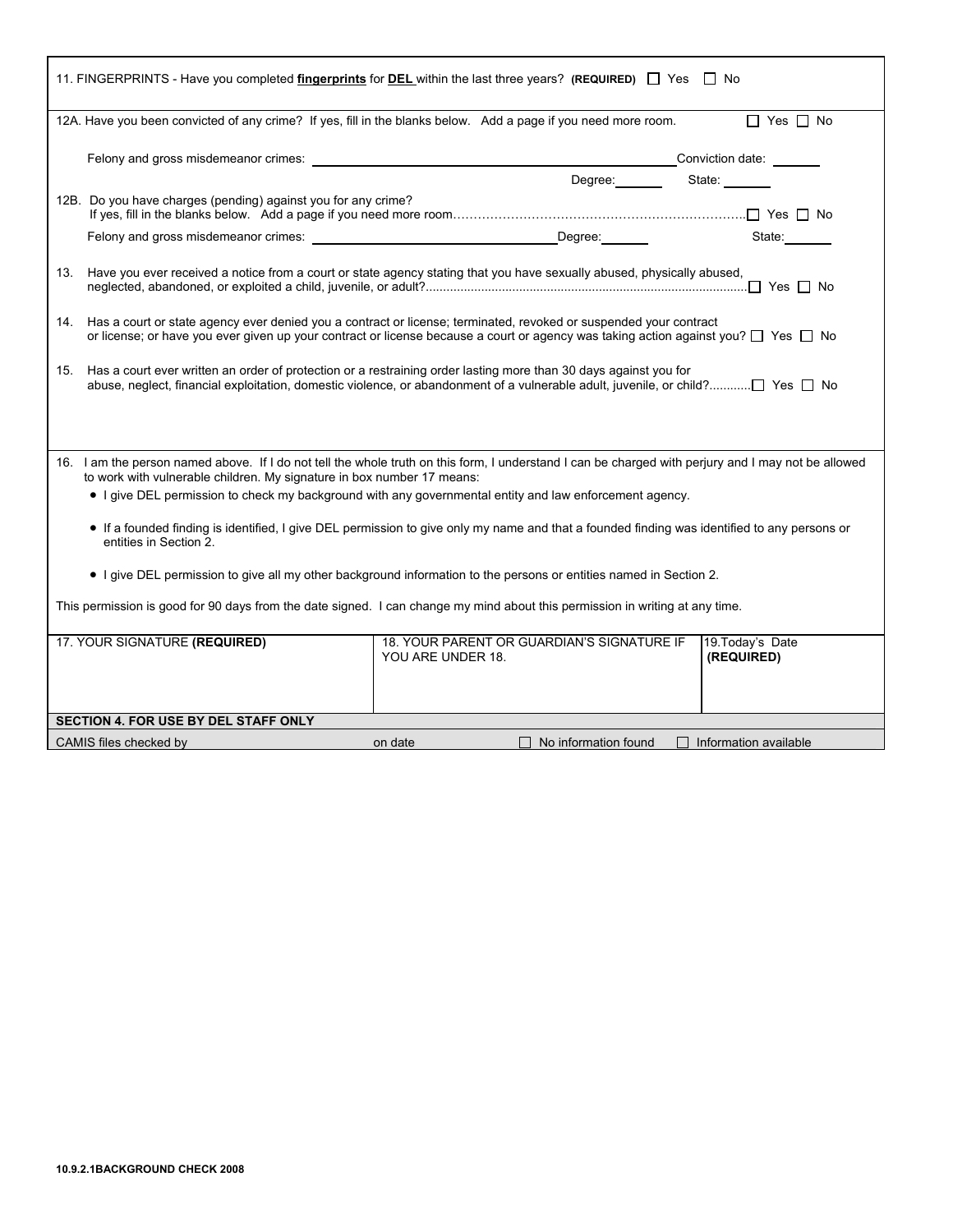11. FINGERPRINTS - Have you completed **fingerprints** for **DEL** within the last three years? **(REQUIRED)** ☐ Yes ☐ No

12A. Have you been convicted of any crime? If yes, fill in the blanks below. Add a page if you need more room. ☐ Yes ☐ No

Felony and gross misdemeanor crimes: ______________________ Conviction date: ______

Degree: ______ State: ______

12B. Do you have charges (pending) against you for any crime?
If yes, fill in the blanks below. Add a page if you need more room………………………………………………………………☐ Yes ☐ No

Felony and gross misdemeanor crimes: ______________________ Degree: ______ State: ______

13. Have you ever received a notice from a court or state agency stating that you have sexually abused, physically abused, neglected, abandoned, or exploited a child, juvenile, or adult?............................................................................................☐ Yes ☐ No

14. Has a court or state agency ever denied you a contract or license; terminated, revoked or suspended your contract or license; or have you ever given up your contract or license because a court or agency was taking action against you? ☐ Yes ☐ No

15. Has a court ever written an order of protection or a restraining order lasting more than 30 days against you for abuse, neglect, financial exploitation, domestic violence, or abandonment of a vulnerable adult, juvenile, or child?............☐ Yes ☐ No

16. I am the person named above. If I do not tell the whole truth on this form, I understand I can be charged with perjury and I may not be allowed to work with vulnerable children. My signature in box number 17 means:

- I give DEL permission to check my background with any governmental entity and law enforcement agency.
- If a founded finding is identified, I give DEL permission to give only my name and that a founded finding was identified to any persons or entities in Section 2.
- I give DEL permission to give all my other background information to the persons or entities named in Section 2.

This permission is good for 90 days from the date signed. I can change my mind about this permission in writing at any time.

| 17. YOUR SIGNATURE **(REQUIRED)** | 18. YOUR PARENT OR GUARDIAN'S SIGNATURE IF YOU ARE UNDER 18. | 19. Today's Date **(REQUIRED)** |
| --- | --- | --- |
| | | |

**SECTION 4. FOR USE BY DEL STAFF ONLY**

| CAMIS files checked by | on date | ☐ No information found | ☐ Information available |
| --- | --- | --- | --- |

10.9.2.1BACKGROUND CHECK 2008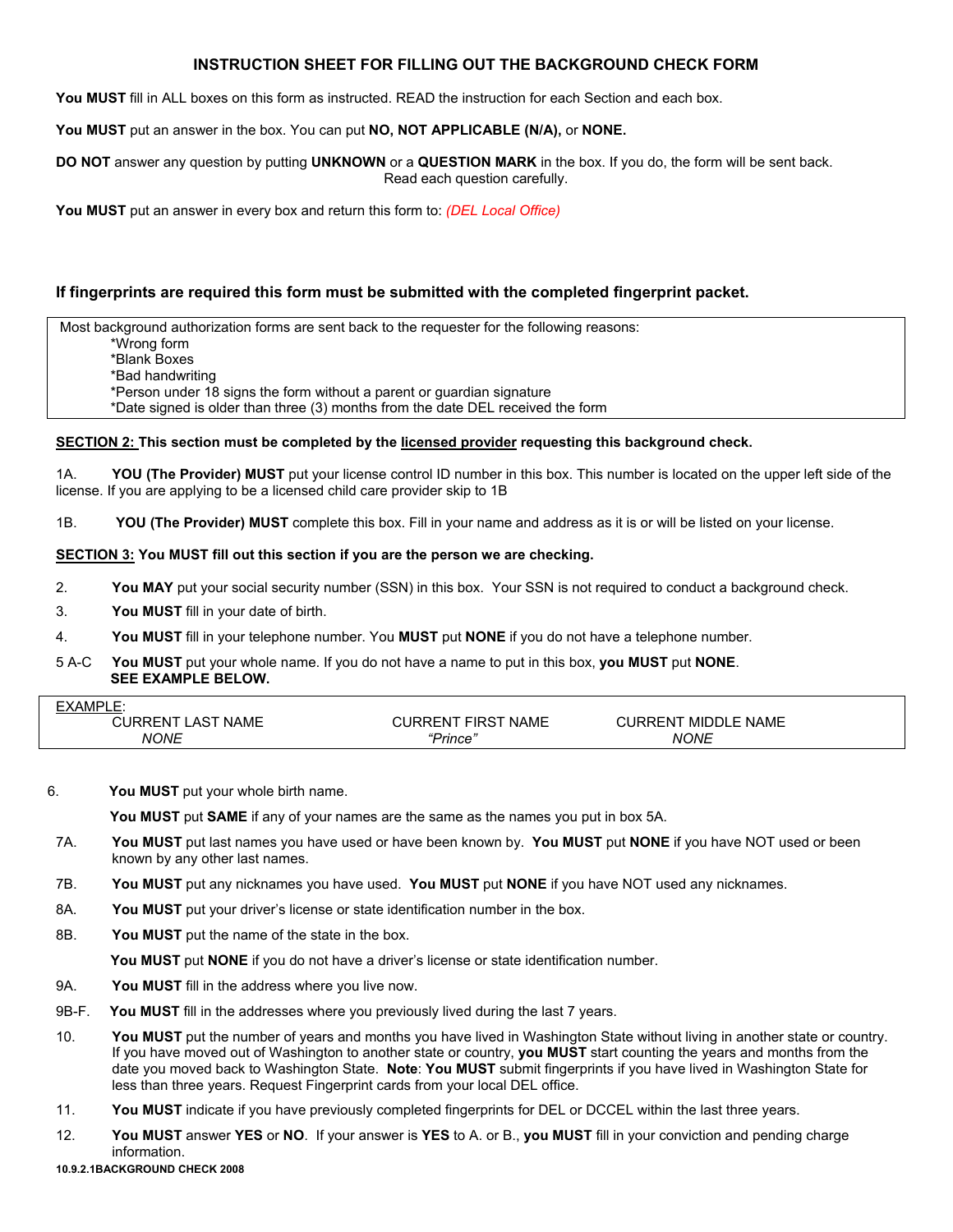## INSTRUCTION SHEET FOR FILLING OUT THE BACKGROUND CHECK FORM

**You MUST** fill in ALL boxes on this form as instructed. READ the instruction for each Section and each box.

**You MUST** put an answer in the box. You can put **NO, NOT APPLICABLE (N/A),** or **NONE.**

**DO NOT** answer any question by putting **UNKNOWN** or a **QUESTION MARK** in the box. If you do, the form will be sent back. Read each question carefully.

**You MUST** put an answer in every box and return this form to: *(DEL Local Office)*

**If fingerprints are required this form must be submitted with the completed fingerprint packet.**

Most background authorization forms are sent back to the requester for the following reasons:

- *Wrong form
- *Blank Boxes
- *Bad handwriting
- *Person under 18 signs the form without a parent or guardian signature
- *Date signed is older than three (3) months from the date DEL received the form

**SECTION 2: This section must be completed by the licensed provider requesting this background check.**

1A. **YOU (The Provider) MUST** put your license control ID number in this box. This number is located on the upper left side of the license. If you are applying to be a licensed child care provider skip to 1B

1B. **YOU (The Provider) MUST** complete this box. Fill in your name and address as it is or will be listed on your license.

**SECTION 3: You MUST fill out this section if you are the person we are checking.**

2. **You MAY** put your social security number (SSN) in this box. Your SSN is not required to conduct a background check.
3. **You MUST** fill in your date of birth.
4. **You MUST** fill in your telephone number. You **MUST** put **NONE** if you do not have a telephone number.

5 A-C **You MUST** put your whole name. If you do not have a name to put in this box, **you MUST** put **NONE**. **SEE EXAMPLE BELOW.**

EXAMPLE:

| CURRENT LAST NAME | CURRENT FIRST NAME | CURRENT MIDDLE NAME |
|---|---|---|
| *NONE* | *"Prince"* | *NONE* |

6. **You MUST** put your whole birth name.

   **You MUST** put **SAME** if any of your names are the same as the names you put in box 5A.

7A. **You MUST** put last names you have used or have been known by. **You MUST** put **NONE** if you have NOT used or been known by any other last names.

7B. **You MUST** put any nicknames you have used. **You MUST** put **NONE** if you have NOT used any nicknames.

8A. **You MUST** put your driver's license or state identification number in the box.

8B. **You MUST** put the name of the state in the box.

**You MUST** put **NONE** if you do not have a driver's license or state identification number.

9A. **You MUST** fill in the address where you live now.

9B-F. **You MUST** fill in the addresses where you previously lived during the last 7 years.

10. **You MUST** put the number of years and months you have lived in Washington State without living in another state or country. If you have moved out of Washington to another state or country, **you MUST** start counting the years and months from the date you moved back to Washington State. **Note**: **You MUST** submit fingerprints if you have lived in Washington State for less than three years. Request Fingerprint cards from your local DEL office.

11. **You MUST** indicate if you have previously completed fingerprints for DEL or DCCEL within the last three years.

12. **You MUST** answer **YES** or **NO**. If your answer is **YES** to A. or B., **you MUST** fill in your conviction and pending charge information.

**10.9.2.1BACKGROUND CHECK 2008**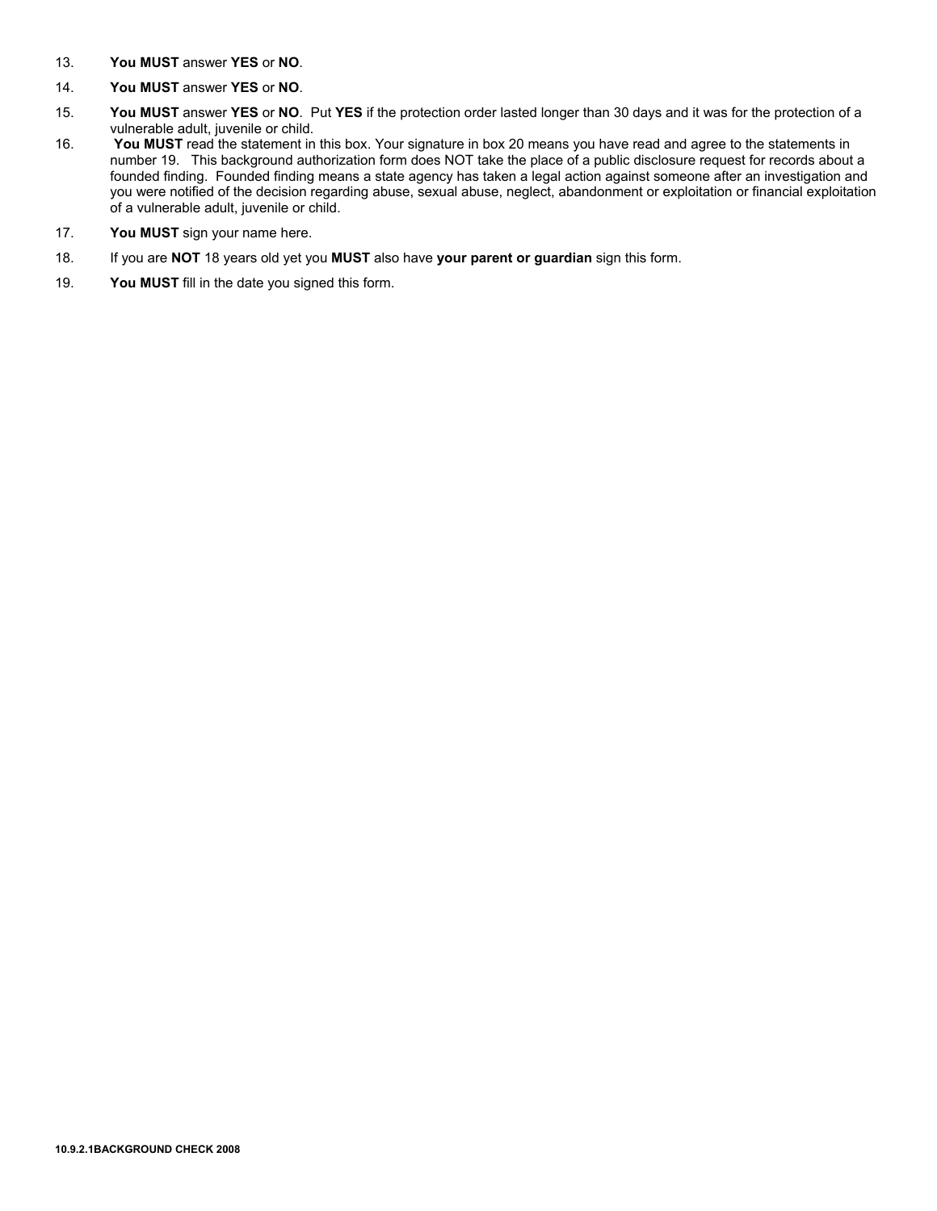13. **You MUST** answer **YES** or **NO**.

14. **You MUST** answer **YES** or **NO**.

15. **You MUST** answer **YES** or **NO**. Put **YES** if the protection order lasted longer than 30 days and it was for the protection of a vulnerable adult, juvenile or child.

16. **You MUST** read the statement in this box. Your signature in box 20 means you have read and agree to the statements in number 19. This background authorization form does NOT take the place of a public disclosure request for records about a founded finding. Founded finding means a state agency has taken a legal action against someone after an investigation and you were notified of the decision regarding abuse, sexual abuse, neglect, abandonment or exploitation or financial exploitation of a vulnerable adult, juvenile or child.

17. **You MUST** sign your name here.

18. If you are **NOT** 18 years old yet you **MUST** also have **your parent or guardian** sign this form.

19. **You MUST** fill in the date you signed this form.

**10.9.2.1BACKGROUND CHECK 2008**